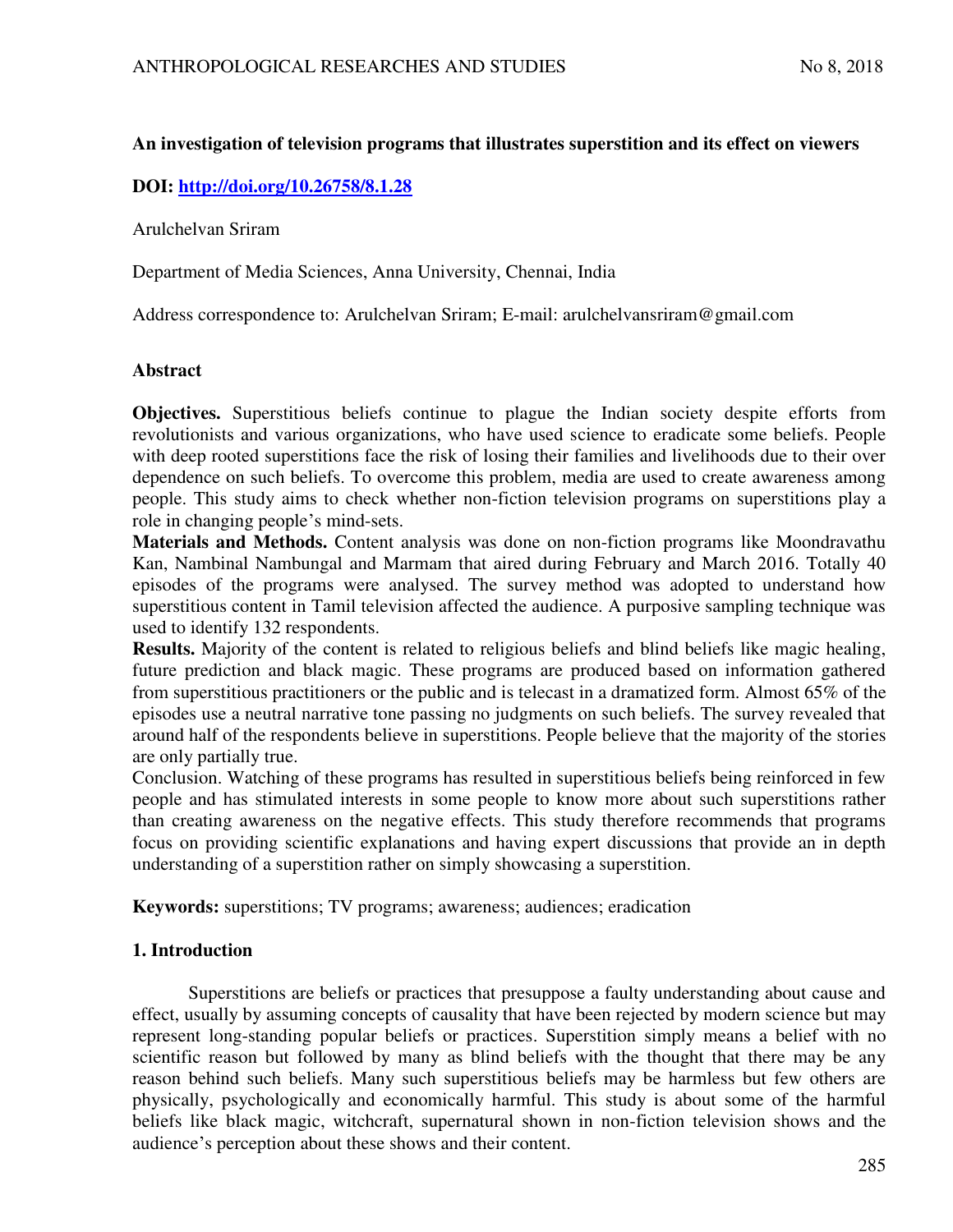**An investigation of television programs that illustrates superstition and its effect on viewers**

**DOI: [http://doi.org/10.26758/8.1.28](http://doi.org/10.26758/8.1.28)**

Arulchelvan Sriram

Department of Media Sciences, Anna University, Chennai, India

Address correspondence to: Arulchelvan Sriram; E-mail: arulchelvansriram@gmail.com

## Abstract

**Objectives.** Superstitious beliefs continue to plague the Indian society despite efforts from revolutionists and various organizations, who have used science to eradicate some beliefs. People with deep rooted superstitions face the risk of losing their families and livelihoods due to their over dependence on such beliefs. To overcome this problem, media are used to create awareness among people. This study aims to check whether non-fiction television programs on superstitions play a role in changing people's mind-sets.

**Materials and Methods.** Content analysis was done on non-fiction programs like Moondravathu Kan, Nambinal Nambungal and Marmam that aired during February and March 2016. Totally 40 episodes of the programs were analysed. The survey method was adopted to understand how superstitious content in Tamil television affected the audience. A purposive sampling technique was used to identify 132 respondents.

**Results.** Majority of the content is related to religious beliefs and blind beliefs like magic healing, future prediction and black magic. These programs are produced based on information gathered from superstitious practitioners or the public and is telecast in a dramatized form. Almost 65% of the episodes use a neutral narrative tone passing no judgments on such beliefs. The survey revealed that around half of the respondents believe in superstitions. People believe that the majority of the stories are only partially true.

Conclusion. Watching of these programs has resulted in superstitious beliefs being reinforced in few people and has stimulated interests in some people to know more about such superstitions rather than creating awareness on the negative effects. This study therefore recommends that programs focus on providing scientific explanations and having expert discussions that provide an in depth understanding of a superstition rather on simply showcasing a superstition.

**Keywords:** superstitions; TV programs; awareness; audiences; eradication

## 1. Introduction

Superstitions are beliefs or practices that presuppose a faulty understanding about cause and effect, usually by assuming concepts of causality that have been rejected by modern science but may represent long-standing popular beliefs or practices. Superstition simply means a belief with no scientific reason but followed by many as blind beliefs with the thought that there may be any reason behind such beliefs. Many such superstitious beliefs may be harmless but few others are physically, psychologically and economically harmful. This study is about some of the harmful beliefs like black magic, witchcraft, supernatural shown in non-fiction television shows and the audience's perception about these shows and their content.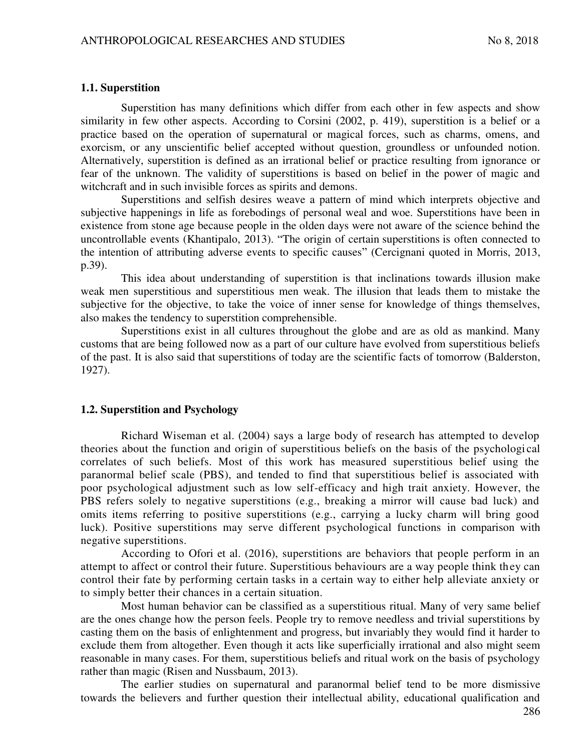### 1.1. Superstition

Superstition has many definitions which differ from each other in few aspects and show similarity in few other aspects. According to Corsini (2002, p. 419), superstition is a belief or a practice based on the operation of supernatural or magical forces, such as charms, omens, and exorcism, or any unscientific belief accepted without question, groundless or unfounded notion. Alternatively, superstition is defined as an irrational belief or practice resulting from ignorance or fear of the unknown. The validity of superstitions is based on belief in the power of magic and witchcraft and in such invisible forces as spirits and demons.

Superstitions and selfish desires weave a pattern of mind which interprets objective and subjective happenings in life as forebodings of personal weal and woe. Superstitions have been in existence from stone age because people in the olden days were not aware of the science behind the uncontrollable events (Khantipalo, 2013). "The origin of certain superstitions is often connected to the intention of attributing adverse events to specific causes" (Cercignani quoted in Morris, 2013, p.39).

This idea about understanding of superstition is that inclinations towards illusion make weak men superstitious and superstitious men weak. The illusion that leads them to mistake the subjective for the objective, to take the voice of inner sense for knowledge of things themselves, also makes the tendency to superstition comprehensible.

Superstitions exist in all cultures throughout the globe and are as old as mankind. Many customs that are being followed now as a part of our culture have evolved from superstitious beliefs of the past. It is also said that superstitions of today are the scientific facts of tomorrow (Balderston, 1927).

### 1.2. Superstition and Psychology

Richard Wiseman et al. (2004) says a large body of research has attempted to develop theories about the function and origin of superstitious beliefs on the basis of the psychological correlates of such beliefs. Most of this work has measured superstitious belief using the paranormal belief scale (PBS), and tended to find that superstitious belief is associated with poor psychological adjustment such as low self-efficacy and high trait anxiety. However, the PBS refers solely to negative superstitions (e.g., breaking a mirror will cause bad luck) and omits items referring to positive superstitions (e.g., carrying a lucky charm will bring good luck). Positive superstitions may serve different psychological functions in comparison with negative superstitions.

According to Ofori et al. (2016), superstitions are behaviors that people perform in an attempt to affect or control their future. Superstitious behaviours are a way people think they can control their fate by performing certain tasks in a certain way to either help alleviate anxiety or to simply better their chances in a certain situation.

Most human behavior can be classified as a superstitious ritual. Many of very same belief are the ones change how the person feels. People try to remove needless and trivial superstitions by casting them on the basis of enlightenment and progress, but invariably they would find it harder to exclude them from altogether. Even though it acts like superficially irrational and also might seem reasonable in many cases. For them, superstitious beliefs and ritual work on the basis of psychology rather than magic (Risen and Nussbaum, 2013).

The earlier studies on supernatural and paranormal belief tend to be more dismissive towards the believers and further question their intellectual ability, educational qualification and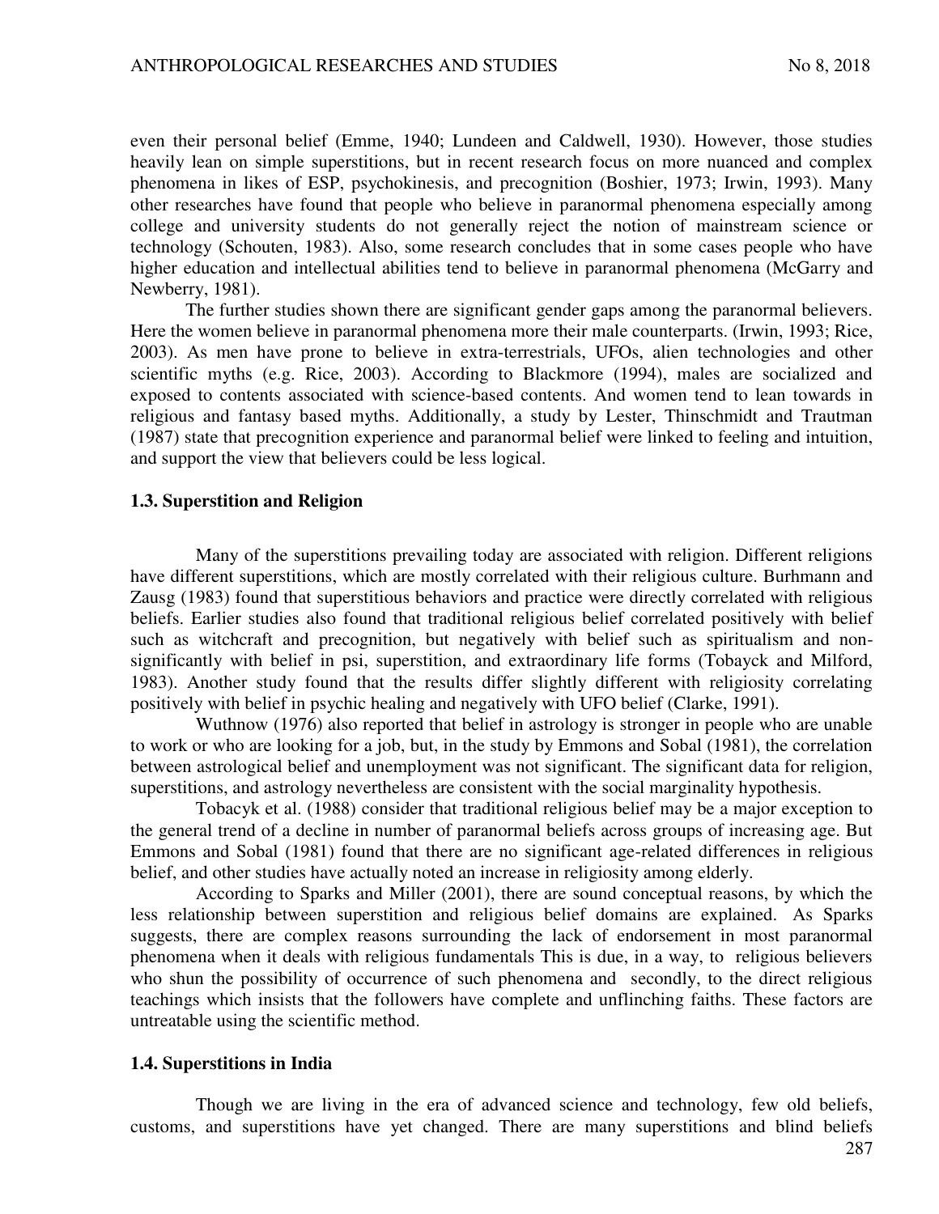even their personal belief (Emme, 1940; Lundeen and Caldwell, 1930). However, those studies heavily lean on simple superstitions, but in recent research focus on more nuanced and complex phenomena in likes of ESP, psychokinesis, and precognition (Boshier, 1973; Irwin, 1993). Many other researches have found that people who believe in paranormal phenomena especially among college and university students do not generally reject the notion of mainstream science or technology (Schouten, 1983). Also, some research concludes that in some cases people who have higher education and intellectual abilities tend to believe in paranormal phenomena (McGarry and Newberry, 1981).

The further studies shown there are significant gender gaps among the paranormal believers. Here the women believe in paranormal phenomena more their male counterparts. (Irwin, 1993; Rice, 2003). As men have prone to believe in extra-terrestrials, UFOs, alien technologies and other scientific myths (e.g. Rice, 2003). According to Blackmore (1994), males are socialized and exposed to contents associated with science-based contents. And women tend to lean towards in religious and fantasy based myths. Additionally, a study by Lester, Thinschmidt and Trautman (1987) state that precognition experience and paranormal belief were linked to feeling and intuition, and support the view that believers could be less logical.

### 1.3. Superstition and Religion

Many of the superstitions prevailing today are associated with religion. Different religions have different superstitions, which are mostly correlated with their religious culture. Burhmann and Zausg (1983) found that superstitious behaviors and practice were directly correlated with religious beliefs. Earlier studies also found that traditional religious belief correlated positively with belief such as witchcraft and precognition, but negatively with belief such as spiritualism and non-significantly with belief in psi, superstition, and extraordinary life forms (Tobayck and Milford, 1983). Another study found that the results differ slightly different with religiosity correlating positively with belief in psychic healing and negatively with UFO belief (Clarke, 1991).

Wuthnow (1976) also reported that belief in astrology is stronger in people who are unable to work or who are looking for a job, but, in the study by Emmons and Sobal (1981), the correlation between astrological belief and unemployment was not significant. The significant data for religion, superstitions, and astrology nevertheless are consistent with the social marginality hypothesis.

Tobacyk et al. (1988) consider that traditional religious belief may be a major exception to the general trend of a decline in number of paranormal beliefs across groups of increasing age. But Emmons and Sobal (1981) found that there are no significant age-related differences in religious belief, and other studies have actually noted an increase in religiosity among elderly.

According to Sparks and Miller (2001), there are sound conceptual reasons, by which the less relationship between superstition and religious belief domains are explained. As Sparks suggests, there are complex reasons surrounding the lack of endorsement in most paranormal phenomena when it deals with religious fundamentals This is due, in a way, to religious believers who shun the possibility of occurrence of such phenomena and secondly, to the direct religious teachings which insists that the followers have complete and unflinching faiths. These factors are untreatable using the scientific method.

### 1.4. Superstitions in India

Though we are living in the era of advanced science and technology, few old beliefs, customs, and superstitions have yet changed. There are many superstitions and blind beliefs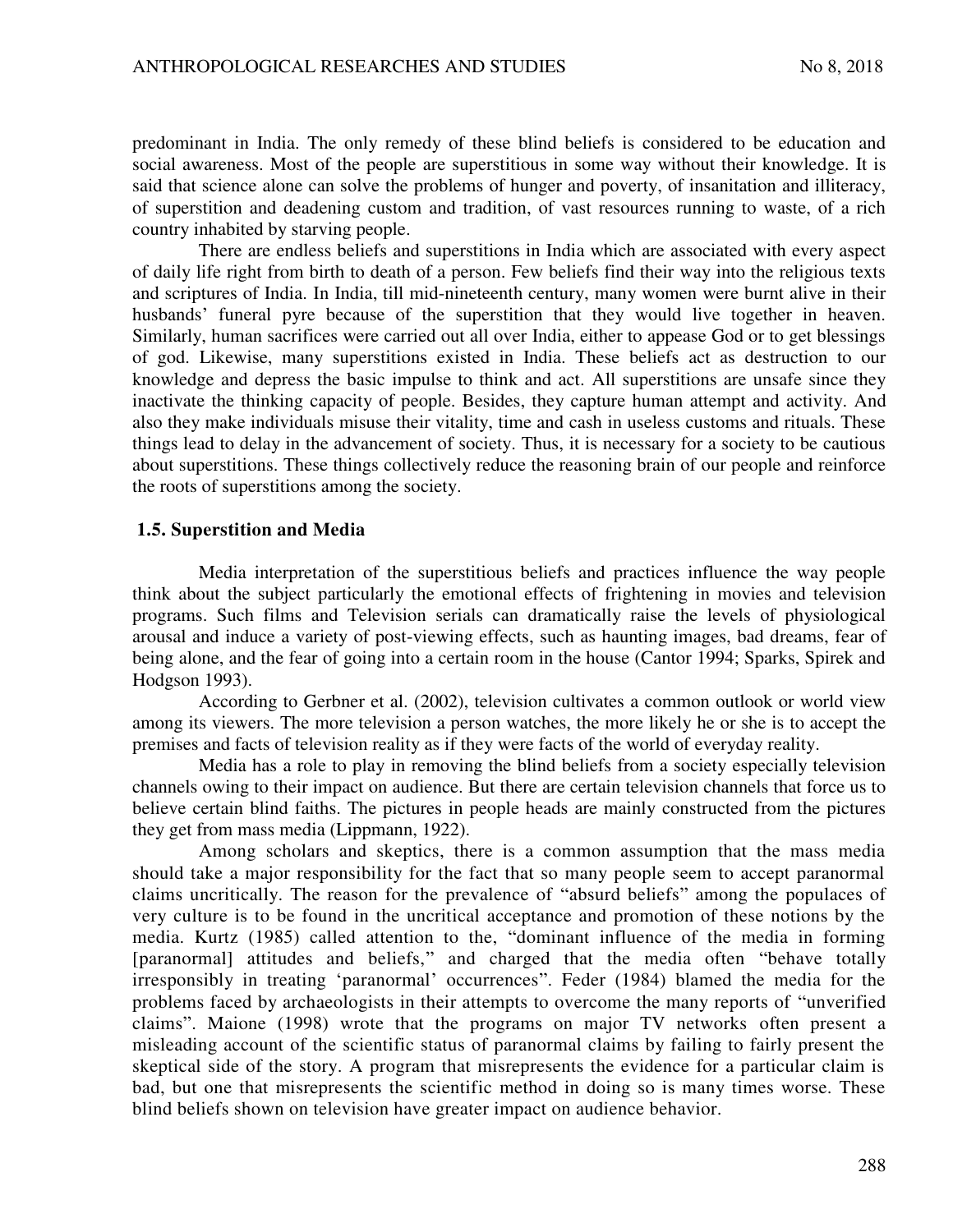predominant in India. The only remedy of these blind beliefs is considered to be education and social awareness. Most of the people are superstitious in some way without their knowledge. It is said that science alone can solve the problems of hunger and poverty, of insanitation and illiteracy, of superstition and deadening custom and tradition, of vast resources running to waste, of a rich country inhabited by starving people.

There are endless beliefs and superstitions in India which are associated with every aspect of daily life right from birth to death of a person. Few beliefs find their way into the religious texts and scriptures of India. In India, till mid-nineteenth century, many women were burnt alive in their husbands' funeral pyre because of the superstition that they would live together in heaven. Similarly, human sacrifices were carried out all over India, either to appease God or to get blessings of god. Likewise, many superstitions existed in India. These beliefs act as destruction to our knowledge and depress the basic impulse to think and act. All superstitions are unsafe since they inactivate the thinking capacity of people. Besides, they capture human attempt and activity. And also they make individuals misuse their vitality, time and cash in useless customs and rituals. These things lead to delay in the advancement of society. Thus, it is necessary for a society to be cautious about superstitions. These things collectively reduce the reasoning brain of our people and reinforce the roots of superstitions among the society.

### 1.5. Superstition and Media

Media interpretation of the superstitious beliefs and practices influence the way people think about the subject particularly the emotional effects of frightening in movies and television programs. Such films and Television serials can dramatically raise the levels of physiological arousal and induce a variety of post-viewing effects, such as haunting images, bad dreams, fear of being alone, and the fear of going into a certain room in the house (Cantor 1994; Sparks, Spirek and Hodgson 1993).

According to Gerbner et al. (2002), television cultivates a common outlook or world view among its viewers. The more television a person watches, the more likely he or she is to accept the premises and facts of television reality as if they were facts of the world of everyday reality.

Media has a role to play in removing the blind beliefs from a society especially television channels owing to their impact on audience. But there are certain television channels that force us to believe certain blind faiths. The pictures in people heads are mainly constructed from the pictures they get from mass media (Lippmann, 1922).

Among scholars and skeptics, there is a common assumption that the mass media should take a major responsibility for the fact that so many people seem to accept paranormal claims uncritically. The reason for the prevalence of "absurd beliefs" among the populaces of very culture is to be found in the uncritical acceptance and promotion of these notions by the media. Kurtz (1985) called attention to the, "dominant influence of the media in forming [paranormal] attitudes and beliefs," and charged that the media often "behave totally irresponsibly in treating 'paranormal' occurrences". Feder (1984) blamed the media for the problems faced by archaeologists in their attempts to overcome the many reports of "unverified claims". Maione (1998) wrote that the programs on major TV networks often present a misleading account of the scientific status of paranormal claims by failing to fairly present the skeptical side of the story. A program that misrepresents the evidence for a particular claim is bad, but one that misrepresents the scientific method in doing so is many times worse. These blind beliefs shown on television have greater impact on audience behavior.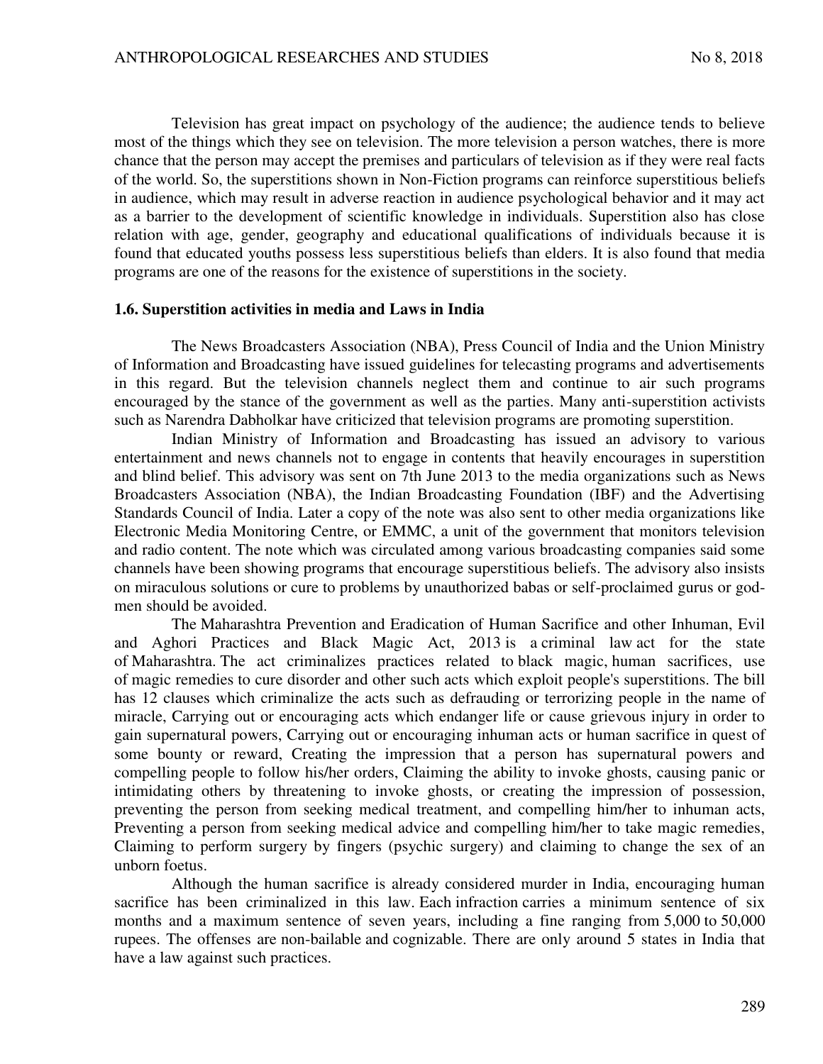Television has great impact on psychology of the audience; the audience tends to believe most of the things which they see on television. The more television a person watches, there is more chance that the person may accept the premises and particulars of television as if they were real facts of the world. So, the superstitions shown in Non-Fiction programs can reinforce superstitious beliefs in audience, which may result in adverse reaction in audience psychological behavior and it may act as a barrier to the development of scientific knowledge in individuals. Superstition also has close relation with age, gender, geography and educational qualifications of individuals because it is found that educated youths possess less superstitious beliefs than elders. It is also found that media programs are one of the reasons for the existence of superstitions in the society.

### 1.6. Superstition activities in media and Laws in India

The News Broadcasters Association (NBA), Press Council of India and the Union Ministry of Information and Broadcasting have issued guidelines for telecasting programs and advertisements in this regard. But the television channels neglect them and continue to air such programs encouraged by the stance of the government as well as the parties. Many anti-superstition activists such as Narendra Dabholkar have criticized that television programs are promoting superstition.

Indian Ministry of Information and Broadcasting has issued an advisory to various entertainment and news channels not to engage in contents that heavily encourages in superstition and blind belief. This advisory was sent on 7th June 2013 to the media organizations such as News Broadcasters Association (NBA), the Indian Broadcasting Foundation (IBF) and the Advertising Standards Council of India. Later a copy of the note was also sent to other media organizations like Electronic Media Monitoring Centre, or EMMC, a unit of the government that monitors television and radio content. The note which was circulated among various broadcasting companies said some channels have been showing programs that encourage superstitious beliefs. The advisory also insists on miraculous solutions or cure to problems by unauthorized babas or self-proclaimed gurus or god-men should be avoided.

The Maharashtra Prevention and Eradication of Human Sacrifice and other Inhuman, Evil and Aghori Practices and Black Magic Act, 2013 is a criminal law act for the state of Maharashtra. The act criminalizes practices related to black magic, human sacrifices, use of magic remedies to cure disorder and other such acts which exploit people's superstitions. The bill has 12 clauses which criminalize the acts such as defrauding or terrorizing people in the name of miracle, Carrying out or encouraging acts which endanger life or cause grievous injury in order to gain supernatural powers, Carrying out or encouraging inhuman acts or human sacrifice in quest of some bounty or reward, Creating the impression that a person has supernatural powers and compelling people to follow his/her orders, Claiming the ability to invoke ghosts, causing panic or intimidating others by threatening to invoke ghosts, or creating the impression of possession, preventing the person from seeking medical treatment, and compelling him/her to inhuman acts, Preventing a person from seeking medical advice and compelling him/her to take magic remedies, Claiming to perform surgery by fingers (psychic surgery) and claiming to change the sex of an unborn foetus.

Although the human sacrifice is already considered murder in India, encouraging human sacrifice has been criminalized in this law. Each infraction carries a minimum sentence of six months and a maximum sentence of seven years, including a fine ranging from 5,000 to 50,000 rupees. The offenses are non-bailable and cognizable. There are only around 5 states in India that have a law against such practices.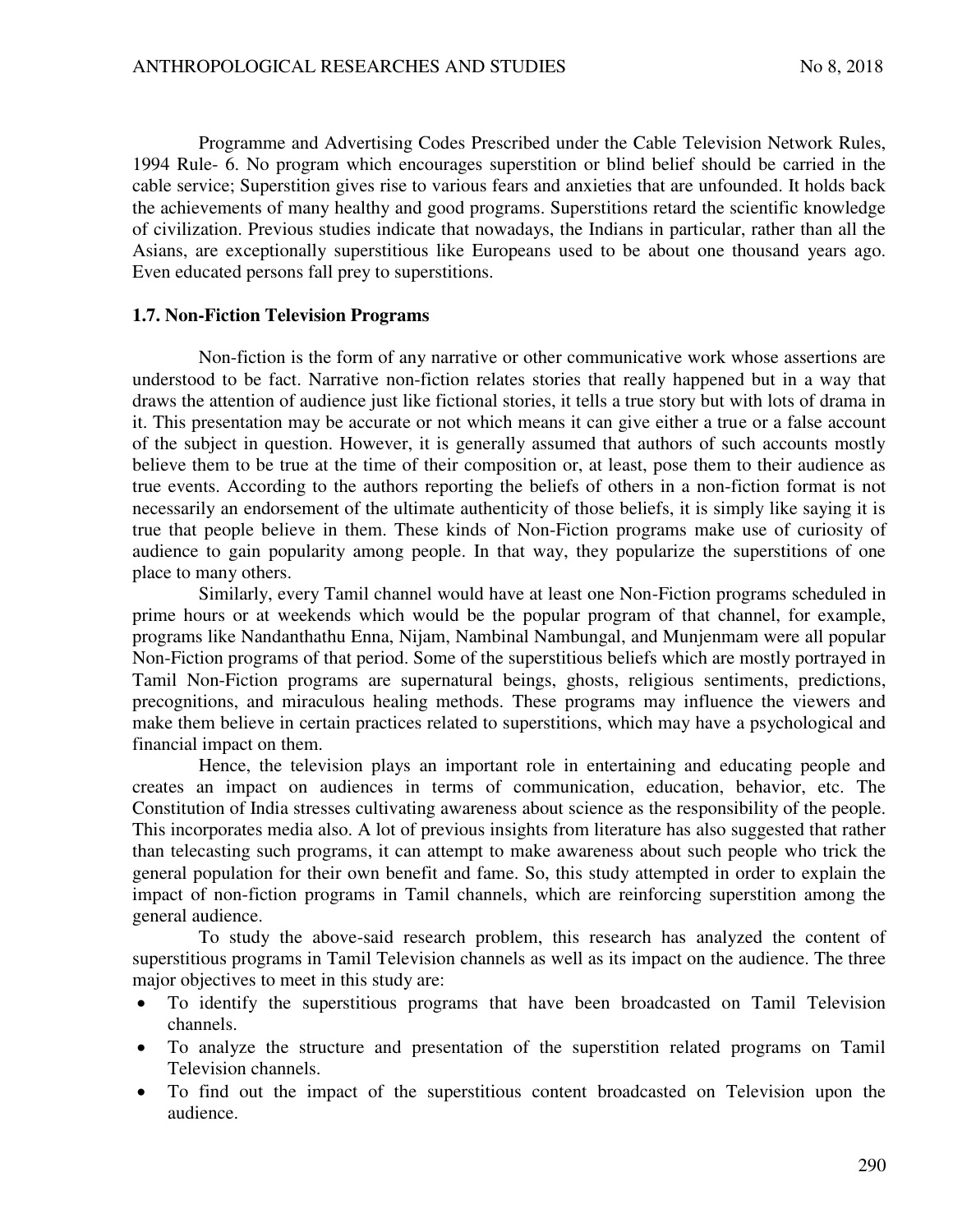Programme and Advertising Codes Prescribed under the Cable Television Network Rules, 1994 Rule- 6. No program which encourages superstition or blind belief should be carried in the cable service; Superstition gives rise to various fears and anxieties that are unfounded. It holds back the achievements of many healthy and good programs. Superstitions retard the scientific knowledge of civilization. Previous studies indicate that nowadays, the Indians in particular, rather than all the Asians, are exceptionally superstitious like Europeans used to be about one thousand years ago. Even educated persons fall prey to superstitions.

### 1.7. Non-Fiction Television Programs

Non-fiction is the form of any narrative or other communicative work whose assertions are understood to be fact. Narrative non-fiction relates stories that really happened but in a way that draws the attention of audience just like fictional stories, it tells a true story but with lots of drama in it. This presentation may be accurate or not which means it can give either a true or a false account of the subject in question. However, it is generally assumed that authors of such accounts mostly believe them to be true at the time of their composition or, at least, pose them to their audience as true events. According to the authors reporting the beliefs of others in a non-fiction format is not necessarily an endorsement of the ultimate authenticity of those beliefs, it is simply like saying it is true that people believe in them. These kinds of Non-Fiction programs make use of curiosity of audience to gain popularity among people. In that way, they popularize the superstitions of one place to many others.

Similarly, every Tamil channel would have at least one Non-Fiction programs scheduled in prime hours or at weekends which would be the popular program of that channel, for example, programs like Nandanthathu Enna, Nijam, Nambinal Nambungal, and Munjenmam were all popular Non-Fiction programs of that period. Some of the superstitious beliefs which are mostly portrayed in Tamil Non-Fiction programs are supernatural beings, ghosts, religious sentiments, predictions, precognitions, and miraculous healing methods. These programs may influence the viewers and make them believe in certain practices related to superstitions, which may have a psychological and financial impact on them.

Hence, the television plays an important role in entertaining and educating people and creates an impact on audiences in terms of communication, education, behavior, etc. The Constitution of India stresses cultivating awareness about science as the responsibility of the people. This incorporates media also. A lot of previous insights from literature has also suggested that rather than telecasting such programs, it can attempt to make awareness about such people who trick the general population for their own benefit and fame. So, this study attempted in order to explain the impact of non-fiction programs in Tamil channels, which are reinforcing superstition among the general audience.

To study the above-said research problem, this research has analyzed the content of superstitious programs in Tamil Television channels as well as its impact on the audience. The three major objectives to meet in this study are:

- To identify the superstitious programs that have been broadcasted on Tamil Television channels.
- To analyze the structure and presentation of the superstition related programs on Tamil Television channels.
- To find out the impact of the superstitious content broadcasted on Television upon the audience.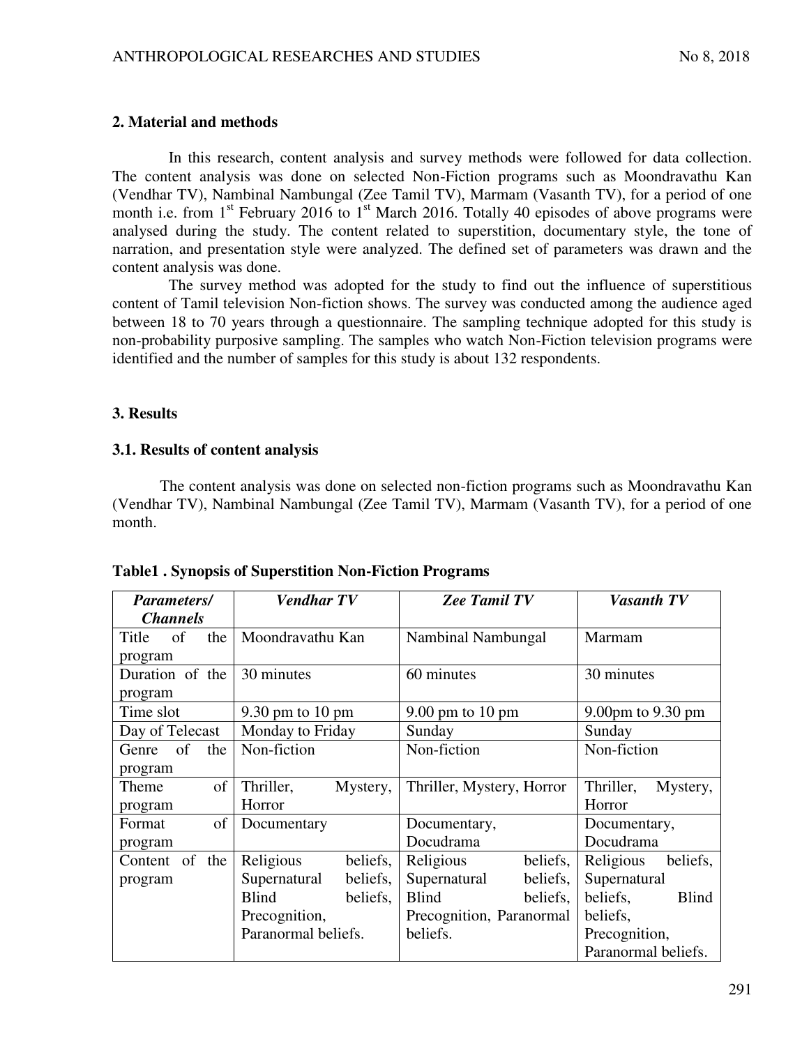## 2. Material and methods

In this research, content analysis and survey methods were followed for data collection. The content analysis was done on selected Non-Fiction programs such as Moondravathu Kan (Vendhar TV), Nambinal Nambungal (Zee Tamil TV), Marmam (Vasanth TV), for a period of one month i.e. from 1st February 2016 to 1st March 2016. Totally 40 episodes of above programs were analysed during the study. The content related to superstition, documentary style, the tone of narration, and presentation style were analyzed. The defined set of parameters was drawn and the content analysis was done.

The survey method was adopted for the study to find out the influence of superstitious content of Tamil television Non-fiction shows. The survey was conducted among the audience aged between 18 to 70 years through a questionnaire. The sampling technique adopted for this study is non-probability purposive sampling. The samples who watch Non-Fiction television programs were identified and the number of samples for this study is about 132 respondents.

## 3. Results

### 3.1. Results of content analysis

The content analysis was done on selected non-fiction programs such as Moondravathu Kan (Vendhar TV), Nambinal Nambungal (Zee Tamil TV), Marmam (Vasanth TV), for a period of one month.

**Table1 . Synopsis of Superstition Non-Fiction Programs**

| ***Parameters/ Channels*** | ***Vendhar TV*** | ***Zee Tamil TV*** | ***Vasanth TV*** |
|---|---|---|---|
| Title of the program | Moondravathu Kan | Nambinal Nambungal | Marmam |
| Duration of the program | 30 minutes | 60 minutes | 30 minutes |
| Time slot | 9.30 pm to 10 pm | 9.00 pm to 10 pm | 9.00pm to 9.30 pm |
| Day of Telecast | Monday to Friday | Sunday | Sunday |
| Genre of the program | Non-fiction | Non-fiction | Non-fiction |
| Theme of program | Thriller, Mystery, Horror | Thriller, Mystery, Horror | Thriller, Mystery, Horror |
| Format of program | Documentary | Documentary, Docudrama | Documentary, Docudrama |
| Content of the program | Religious beliefs, Supernatural beliefs, Blind beliefs, Precognition, Paranormal beliefs. | Religious beliefs, Supernatural beliefs, Blind beliefs, Precognition, Paranormal beliefs. | Religious beliefs, Supernatural beliefs, Blind beliefs, Precognition, Paranormal beliefs. |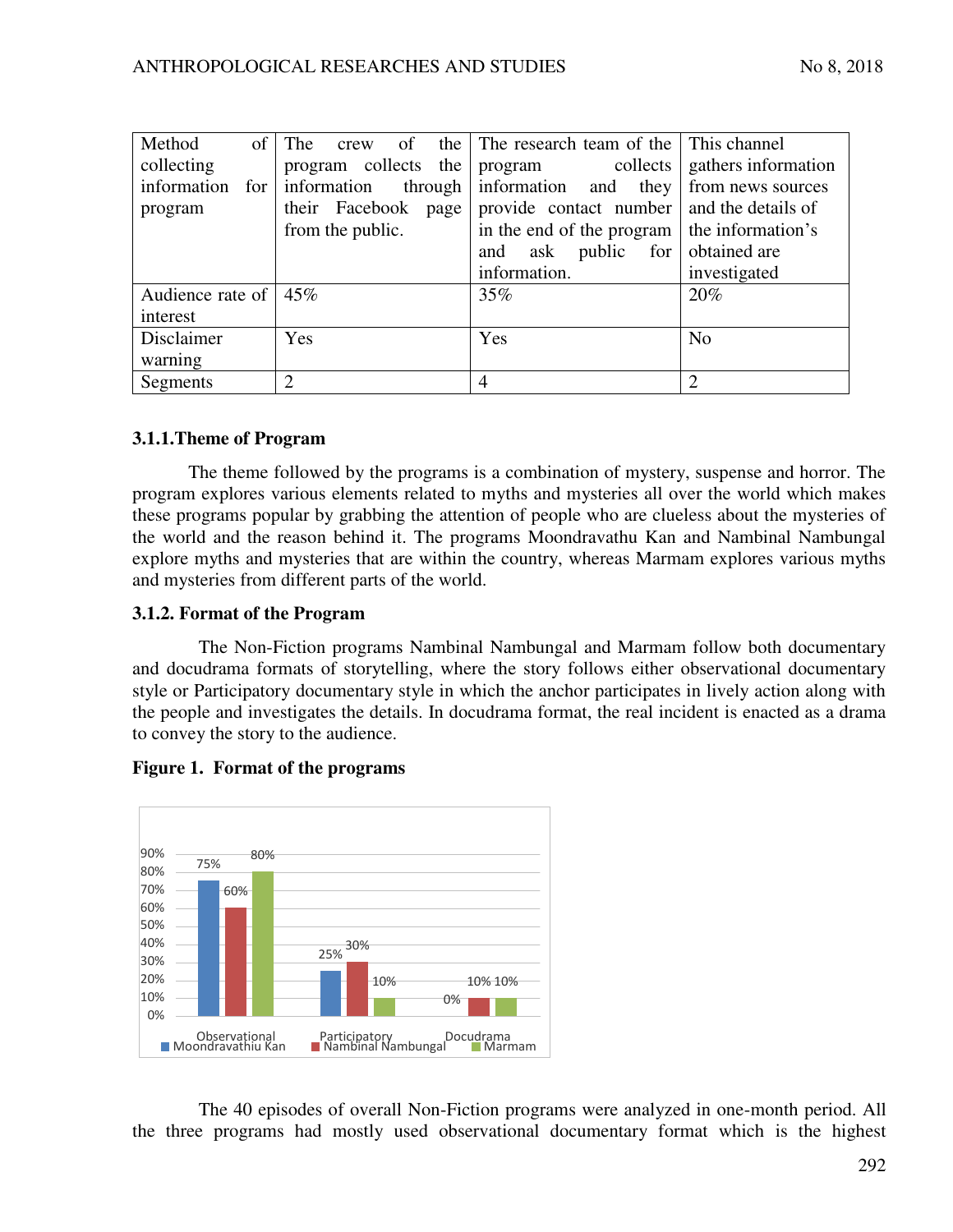| Method of collecting information for program | The crew of the program collects the information through their Facebook page from the public. | The research team of the program collects information and they provide contact number in the end of the program and ask public for information. | This channel gathers information from news sources and the details of the information's obtained are investigated |
|---|---|---|---|
| Audience rate of interest | 45% | 35% | 20% |
| Disclaimer warning | Yes | Yes | No |
| Segments | 2 | 4 | 2 |

### 3.1.1.Theme of Program

The theme followed by the programs is a combination of mystery, suspense and horror. The program explores various elements related to myths and mysteries all over the world which makes these programs popular by grabbing the attention of people who are clueless about the mysteries of the world and the reason behind it. The programs Moondravathu Kan and Nambinal Nambungal explore myths and mysteries that are within the country, whereas Marmam explores various myths and mysteries from different parts of the world.

### 3.1.2. Format of the Program

The Non-Fiction programs Nambinal Nambungal and Marmam follow both documentary and docudrama formats of storytelling, where the story follows either observational documentary style or Participatory documentary style in which the anchor participates in lively action along with the people and investigates the details. In docudrama format, the real incident is enacted as a drama to convey the story to the audience.

**Figure 1. Format of the programs**

| | Moondravathiu Kan | Nambinal Nambungal | Marmam |
|---|---|---|---|
| Observational | 75% | 60% | 80% |
| Participatory | 25% | 30% | 10% |
| Docudrama | 0% | 10% | 10% |

The 40 episodes of overall Non-Fiction programs were analyzed in one-month period. All the three programs had mostly used observational documentary format which is the highest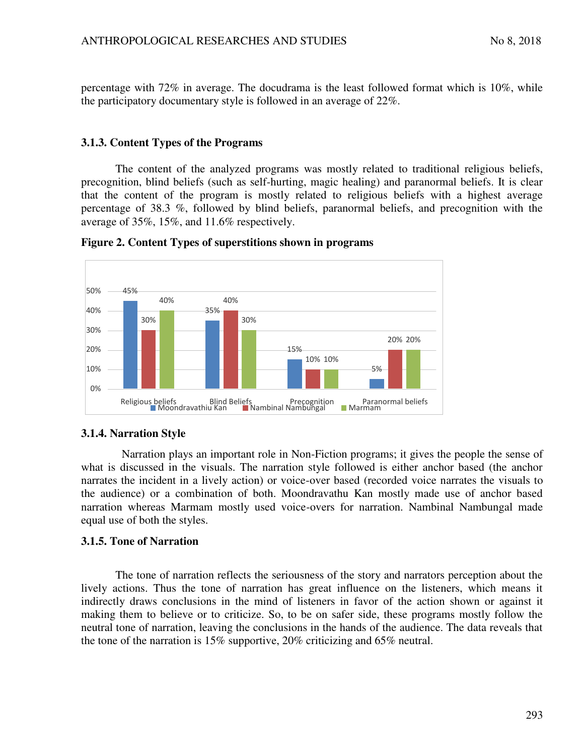percentage with 72% in average. The docudrama is the least followed format which is 10%, while the participatory documentary style is followed in an average of 22%.

### 3.1.3. Content Types of the Programs

The content of the analyzed programs was mostly related to traditional religious beliefs, precognition, blind beliefs (such as self-hurting, magic healing) and paranormal beliefs. It is clear that the content of the program is mostly related to religious beliefs with a highest average percentage of 38.3 %, followed by blind beliefs, paranormal beliefs, and precognition with the average of 35%, 15%, and 11.6% respectively.

**Figure 2. Content Types of superstitions shown in programs**

| | Moondravathiu Kan | Nambinal Nambungal | Marmam |
|---|---|---|---|
| Religious beliefs | 45% | 30% | 40% |
| Blind Beliefs | 35% | 40% | 30% |
| Precognition | 15% | 10% | 10% |
| Paranormal beliefs | 5% | 20% | 20% |

### 3.1.4. Narration Style

Narration plays an important role in Non-Fiction programs; it gives the people the sense of what is discussed in the visuals. The narration style followed is either anchor based (the anchor narrates the incident in a lively action) or voice-over based (recorded voice narrates the visuals to the audience) or a combination of both. Moondravathu Kan mostly made use of anchor based narration whereas Marmam mostly used voice-overs for narration. Nambinal Nambungal made equal use of both the styles.

### 3.1.5. Tone of Narration

The tone of narration reflects the seriousness of the story and narrators perception about the lively actions. Thus the tone of narration has great influence on the listeners, which means it indirectly draws conclusions in the mind of listeners in favor of the action shown or against it making them to believe or to criticize. So, to be on safer side, these programs mostly follow the neutral tone of narration, leaving the conclusions in the hands of the audience. The data reveals that the tone of the narration is 15% supportive, 20% criticizing and 65% neutral.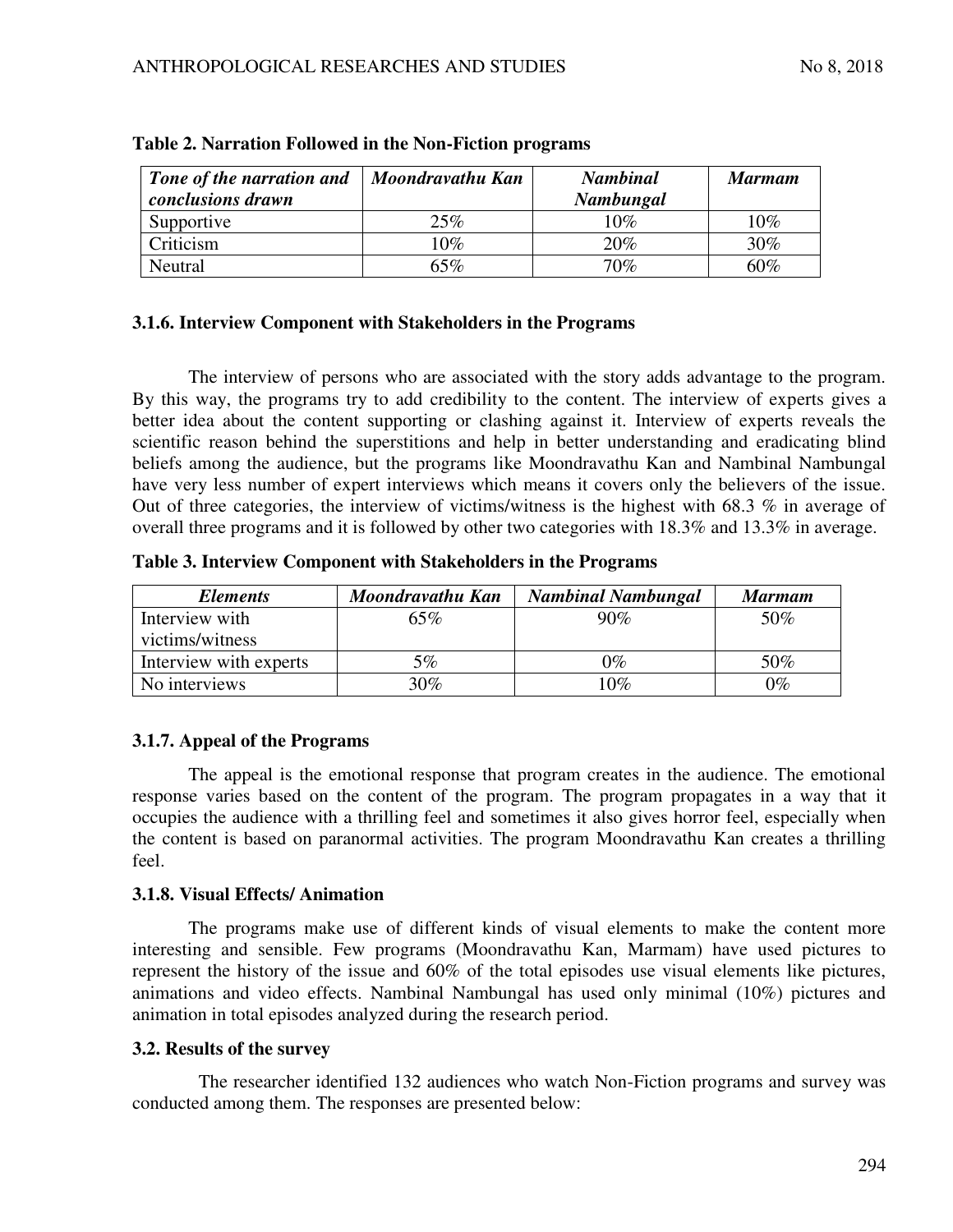**Table 2. Narration Followed in the Non-Fiction programs**

| *Tone of the narration and conclusions drawn* | *Moondravathu Kan* | *Nambinal Nambungal* | *Marmam* |
|---|---|---|---|
| Supportive | 25% | 10% | 10% |
| Criticism | 10% | 20% | 30% |
| Neutral | 65% | 70% | 60% |

### 3.1.6. Interview Component with Stakeholders in the Programs

The interview of persons who are associated with the story adds advantage to the program. By this way, the programs try to add credibility to the content. The interview of experts gives a better idea about the content supporting or clashing against it. Interview of experts reveals the scientific reason behind the superstitions and help in better understanding and eradicating blind beliefs among the audience, but the programs like Moondravathu Kan and Nambinal Nambungal have very less number of expert interviews which means it covers only the believers of the issue. Out of three categories, the interview of victims/witness is the highest with 68.3 % in average of overall three programs and it is followed by other two categories with 18.3% and 13.3% in average.

**Table 3. Interview Component with Stakeholders in the Programs**

| *Elements* | *Moondravathu Kan* | *Nambinal Nambungal* | *Marmam* |
|---|---|---|---|
| Interview with victims/witness | 65% | 90% | 50% |
| Interview with experts | 5% | 0% | 50% |
| No interviews | 30% | 10% | 0% |

### 3.1.7. Appeal of the Programs

The appeal is the emotional response that program creates in the audience. The emotional response varies based on the content of the program. The program propagates in a way that it occupies the audience with a thrilling feel and sometimes it also gives horror feel, especially when the content is based on paranormal activities. The program Moondravathu Kan creates a thrilling feel.

### 3.1.8. Visual Effects/ Animation

The programs make use of different kinds of visual elements to make the content more interesting and sensible. Few programs (Moondravathu Kan, Marmam) have used pictures to represent the history of the issue and 60% of the total episodes use visual elements like pictures, animations and video effects. Nambinal Nambungal has used only minimal (10%) pictures and animation in total episodes analyzed during the research period.

### 3.2. Results of the survey

The researcher identified 132 audiences who watch Non-Fiction programs and survey was conducted among them. The responses are presented below: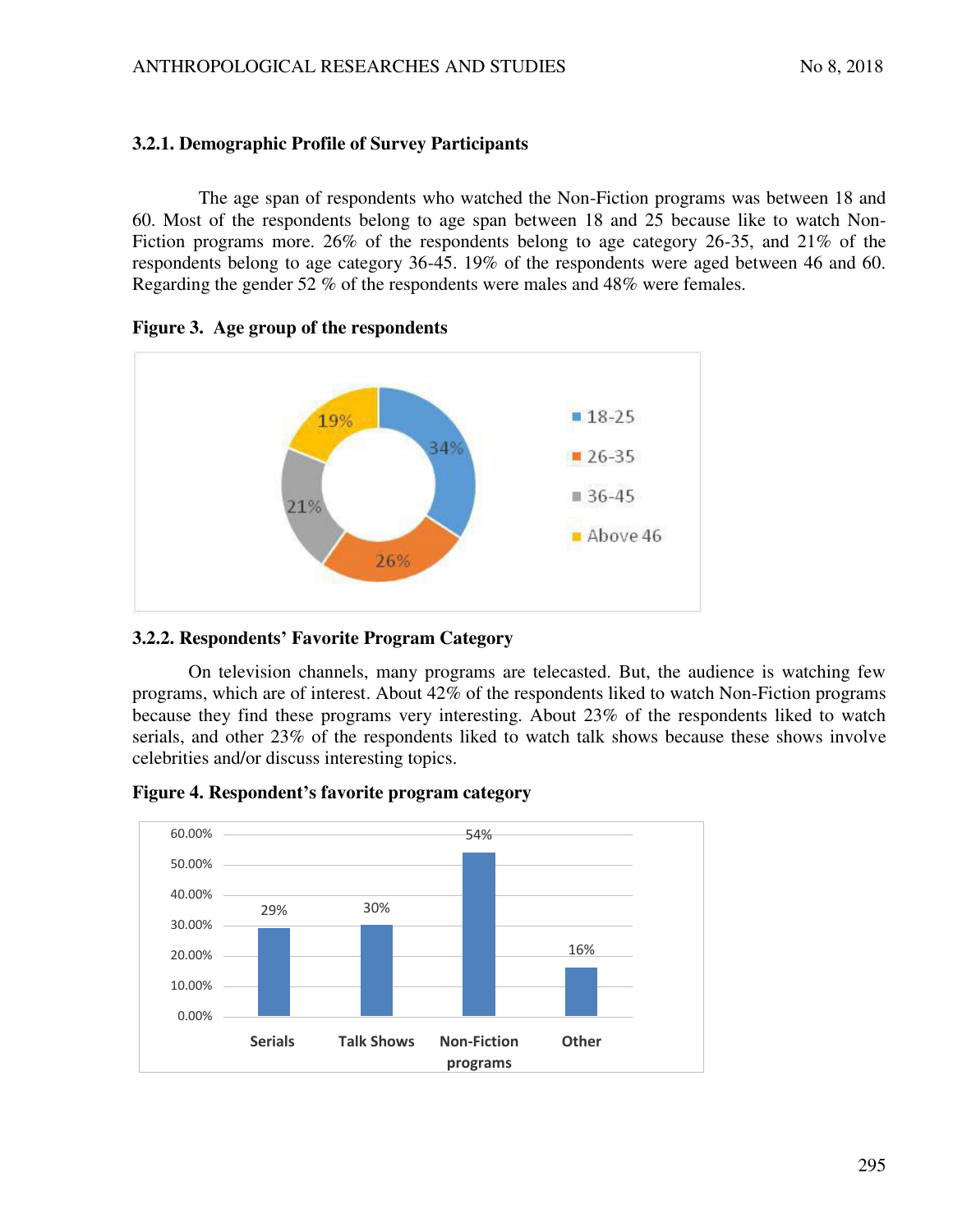### 3.2.1. Demographic Profile of Survey Participants

The age span of respondents who watched the Non-Fiction programs was between 18 and 60. Most of the respondents belong to age span between 18 and 25 because like to watch Non-Fiction programs more. 26% of the respondents belong to age category 26-35, and 21% of the respondents belong to age category 36-45. 19% of the respondents were aged between 46 and 60. Regarding the gender 52 % of the respondents were males and 48% were females.

**Figure 3. Age group of the respondents**

| Age group | Percentage |
|---|---|
| 18-25 | 34% |
| 26-35 | 26% |
| 36-45 | 21% |
| Above 46 | 19% |

### 3.2.2. Respondents' Favorite Program Category

On television channels, many programs are telecasted. But, the audience is watching few programs, which are of interest. About 42% of the respondents liked to watch Non-Fiction programs because they find these programs very interesting. About 23% of the respondents liked to watch serials, and other 23% of the respondents liked to watch talk shows because these shows involve celebrities and/or discuss interesting topics.

**Figure 4. Respondent's favorite program category**

| Program category | Percentage |
|---|---|
| Serials | 29% |
| Talk Shows | 30% |
| Non-Fiction programs | 54% |
| Other | 16% |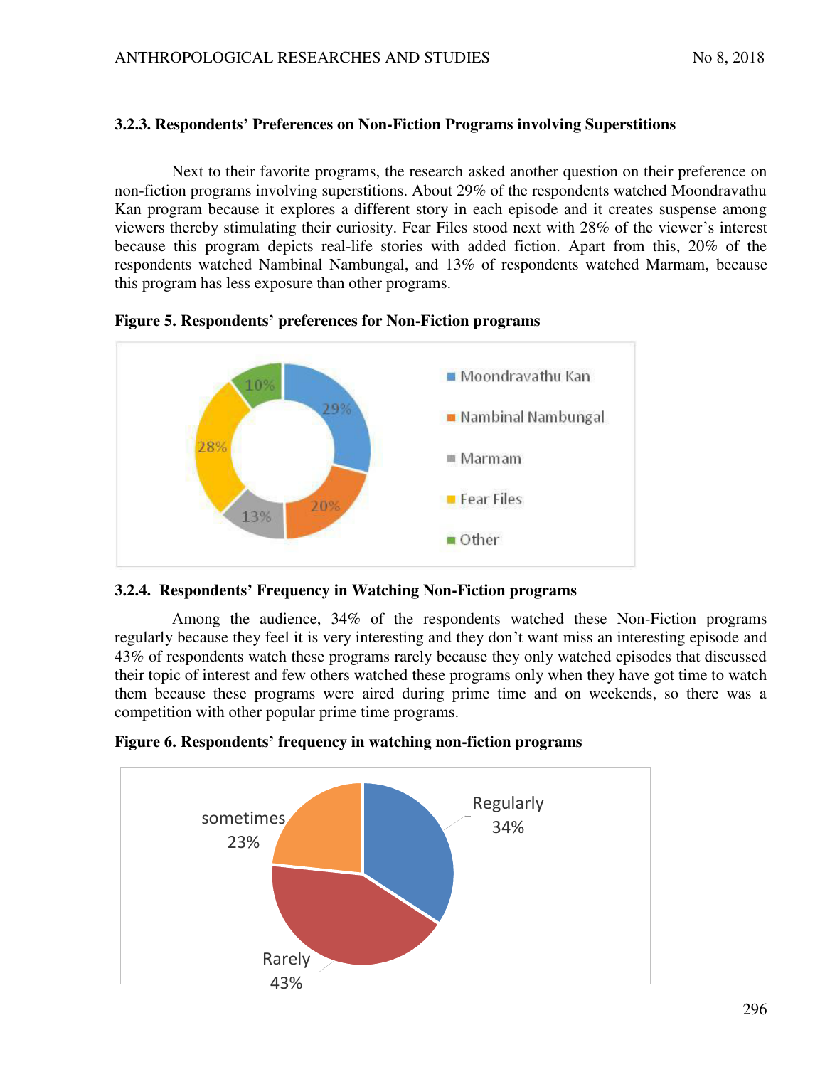### 3.2.3. Respondents' Preferences on Non-Fiction Programs involving Superstitions

Next to their favorite programs, the research asked another question on their preference on non-fiction programs involving superstitions. About 29% of the respondents watched Moondravathu Kan program because it explores a different story in each episode and it creates suspense among viewers thereby stimulating their curiosity. Fear Files stood next with 28% of the viewer's interest because this program depicts real-life stories with added fiction. Apart from this, 20% of the respondents watched Nambinal Nambungal, and 13% of respondents watched Marmam, because this program has less exposure than other programs.

**Figure 5. Respondents' preferences for Non-Fiction programs**

| Program | Percentage |
| --- | --- |
| Moondravathu Kan | 29% |
| Nambinal Nambungal | 20% |
| Marmam | 13% |
| Fear Files | 28% |
| Other | 10% |

### 3.2.4. Respondents' Frequency in Watching Non-Fiction programs

Among the audience, 34% of the respondents watched these Non-Fiction programs regularly because they feel it is very interesting and they don't want miss an interesting episode and 43% of respondents watch these programs rarely because they only watched episodes that discussed their topic of interest and few others watched these programs only when they have got time to watch them because these programs were aired during prime time and on weekends, so there was a competition with other popular prime time programs.

**Figure 6. Respondents' frequency in watching non-fiction programs**

| Frequency | Percentage |
| --- | --- |
| Regularly | 34% |
| Rarely | 43% |
| sometimes | 23% |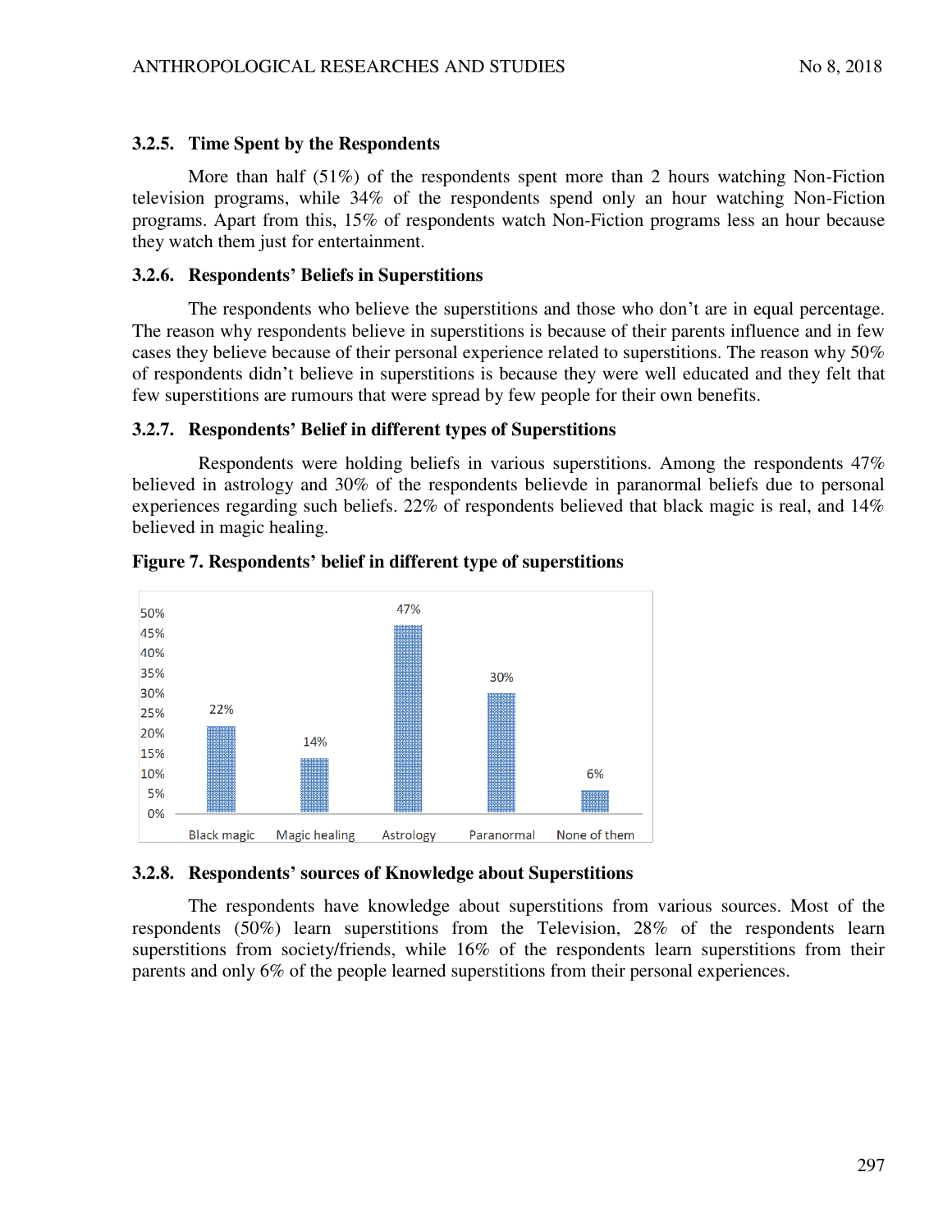### 3.2.5. Time Spent by the Respondents

More than half (51%) of the respondents spent more than 2 hours watching Non-Fiction television programs, while 34% of the respondents spend only an hour watching Non-Fiction programs. Apart from this, 15% of respondents watch Non-Fiction programs less an hour because they watch them just for entertainment.

### 3.2.6. Respondents' Beliefs in Superstitions

The respondents who believe the superstitions and those who don't are in equal percentage. The reason why respondents believe in superstitions is because of their parents influence and in few cases they believe because of their personal experience related to superstitions. The reason why 50% of respondents didn't believe in superstitions is because they were well educated and they felt that few superstitions are rumours that were spread by few people for their own benefits.

### 3.2.7. Respondents' Belief in different types of Superstitions

Respondents were holding beliefs in various superstitions. Among the respondents 47% believed in astrology and 30% of the respondents believde in paranormal beliefs due to personal experiences regarding such beliefs. 22% of respondents believed that black magic is real, and 14% believed in magic healing.

**Figure 7. Respondents' belief in different type of superstitions**

| Black magic | Magic healing | Astrology | Paranormal | None of them |
|---|---|---|---|---|
| 22% | 14% | 47% | 30% | 6% |

### 3.2.8. Respondents' sources of Knowledge about Superstitions

The respondents have knowledge about superstitions from various sources. Most of the respondents (50%) learn superstitions from the Television, 28% of the respondents learn superstitions from society/friends, while 16% of the respondents learn superstitions from their parents and only 6% of the people learned superstitions from their personal experiences.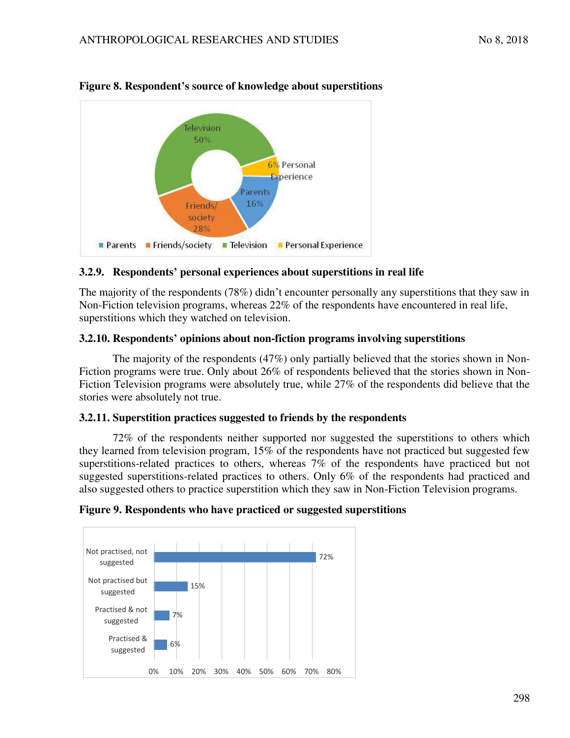**Figure 8. Respondent's source of knowledge about superstitions**

| Source | Percentage |
|---|---|
| Parents | 16% |
| Friends/society | 28% |
| Television | 50% |
| Personal Experience | 6% |

### 3.2.9. Respondents' personal experiences about superstitions in real life

The majority of the respondents (78%) didn't encounter personally any superstitions that they saw in Non-Fiction television programs, whereas 22% of the respondents have encountered in real life, superstitions which they watched on television.

### 3.2.10. Respondents' opinions about non-fiction programs involving superstitions

The majority of the respondents (47%) only partially believed that the stories shown in Non-Fiction programs were true. Only about 26% of respondents believed that the stories shown in Non-Fiction Television programs were absolutely true, while 27% of the respondents did believe that the stories were absolutely not true.

### 3.2.11. Superstition practices suggested to friends by the respondents

72% of the respondents neither supported nor suggested the superstitions to others which they learned from television program, 15% of the respondents have not practiced but suggested few superstitions-related practices to others, whereas 7% of the respondents have practiced but not suggested superstitions-related practices to others. Only 6% of the respondents had practiced and also suggested others to practice superstition which they saw in Non-Fiction Television programs.

**Figure 9. Respondents who have practiced or suggested superstitions**

| Category | Percentage |
|---|---|
| Not practised, not suggested | 72% |
| Not practised but suggested | 15% |
| Practised & not suggested | 7% |
| Practised & suggested | 6% |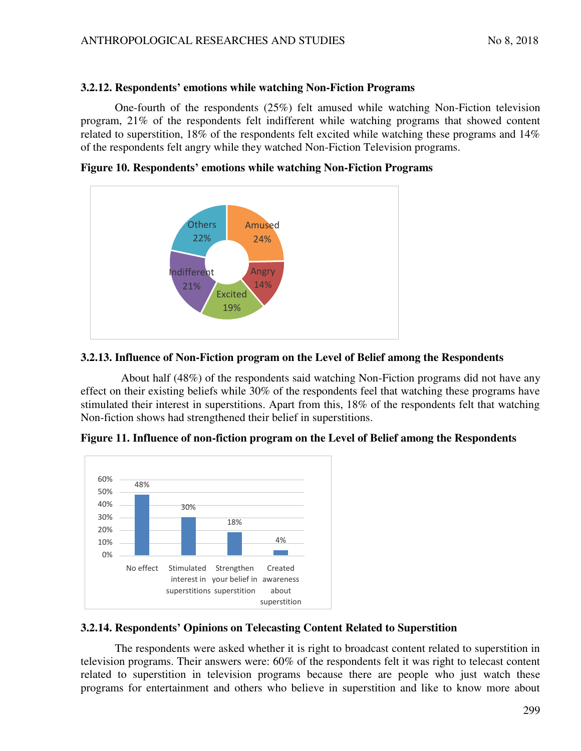### 3.2.12. Respondents' emotions while watching Non-Fiction Programs

One-fourth of the respondents (25%) felt amused while watching Non-Fiction television program, 21% of the respondents felt indifferent while watching programs that showed content related to superstition, 18% of the respondents felt excited while watching these programs and 14% of the respondents felt angry while they watched Non-Fiction Television programs.

**Figure 10. Respondents' emotions while watching Non-Fiction Programs**

| Emotion | Percentage |
| --- | --- |
| Amused | 24% |
| Angry | 14% |
| Excited | 19% |
| Indifferent | 21% |
| Others | 22% |

### 3.2.13. Influence of Non-Fiction program on the Level of Belief among the Respondents

About half (48%) of the respondents said watching Non-Fiction programs did not have any effect on their existing beliefs while 30% of the respondents feel that watching these programs have stimulated their interest in superstitions. Apart from this, 18% of the respondents felt that watching Non-fiction shows had strengthened their belief in superstitions.

**Figure 11. Influence of non-fiction program on the Level of Belief among the Respondents**

| Influence | Percentage |
| --- | --- |
| No effect | 48% |
| Stimulated interest in superstitions | 30% |
| Strengthen your belief in superstition | 18% |
| Created awareness about superstition | 4% |

### 3.2.14. Respondents' Opinions on Telecasting Content Related to Superstition

The respondents were asked whether it is right to broadcast content related to superstition in television programs. Their answers were: 60% of the respondents felt it was right to telecast content related to superstition in television programs because there are people who just watch these programs for entertainment and others who believe in superstition and like to know more about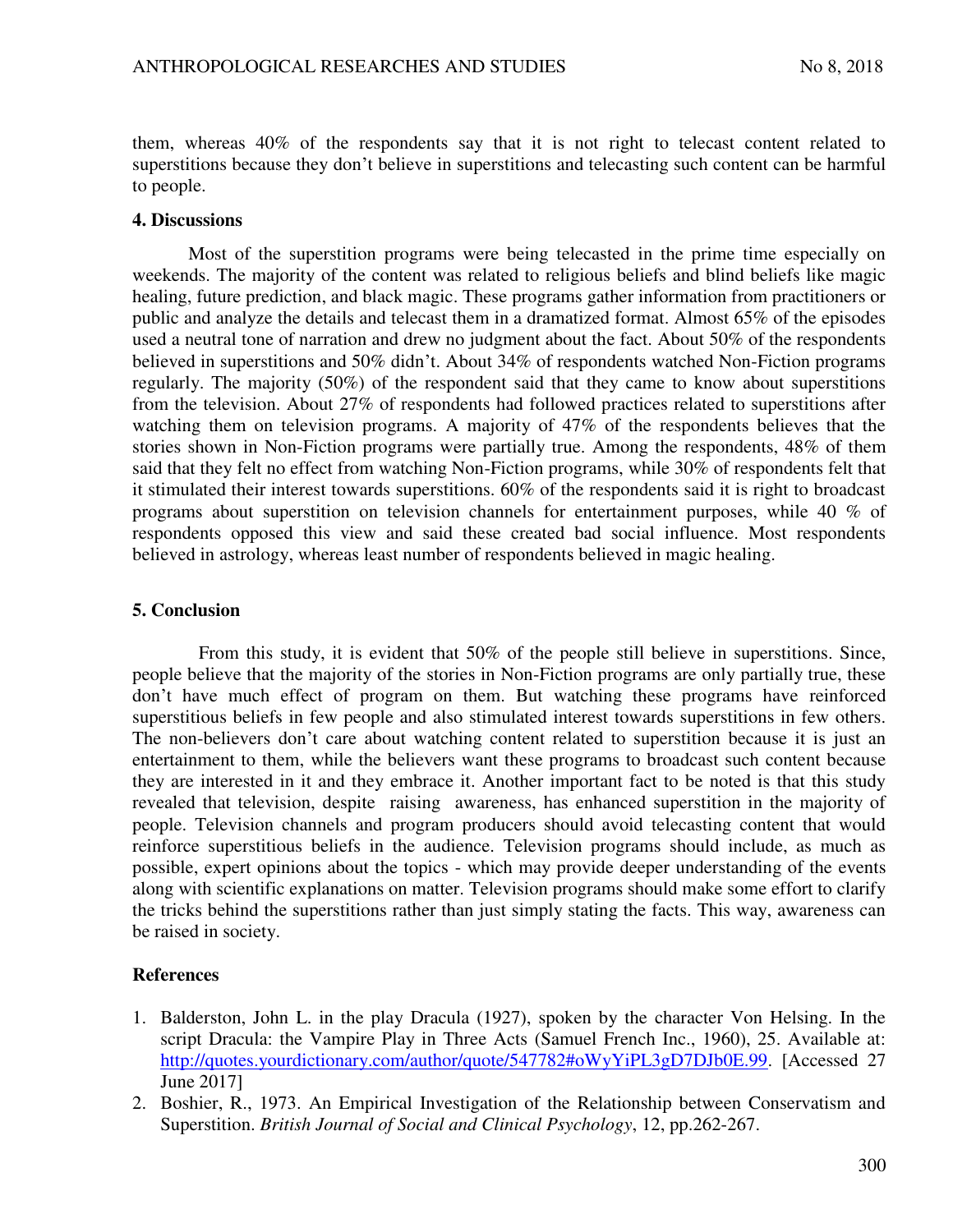them, whereas 40% of the respondents say that it is not right to telecast content related to superstitions because they don't believe in superstitions and telecasting such content can be harmful to people.

### 4. Discussions

Most of the superstition programs were being telecasted in the prime time especially on weekends. The majority of the content was related to religious beliefs and blind beliefs like magic healing, future prediction, and black magic. These programs gather information from practitioners or public and analyze the details and telecast them in a dramatized format. Almost 65% of the episodes used a neutral tone of narration and drew no judgment about the fact. About 50% of the respondents believed in superstitions and 50% didn't. About 34% of respondents watched Non-Fiction programs regularly. The majority (50%) of the respondent said that they came to know about superstitions from the television. About 27% of respondents had followed practices related to superstitions after watching them on television programs. A majority of 47% of the respondents believes that the stories shown in Non-Fiction programs were partially true. Among the respondents, 48% of them said that they felt no effect from watching Non-Fiction programs, while 30% of respondents felt that it stimulated their interest towards superstitions. 60% of the respondents said it is right to broadcast programs about superstition on television channels for entertainment purposes, while 40 % of respondents opposed this view and said these created bad social influence. Most respondents believed in astrology, whereas least number of respondents believed in magic healing.

### 5. Conclusion

From this study, it is evident that 50% of the people still believe in superstitions. Since, people believe that the majority of the stories in Non-Fiction programs are only partially true, these don't have much effect of program on them. But watching these programs have reinforced superstitious beliefs in few people and also stimulated interest towards superstitions in few others. The non-believers don't care about watching content related to superstition because it is just an entertainment to them, while the believers want these programs to broadcast such content because they are interested in it and they embrace it. Another important fact to be noted is that this study revealed that television, despite raising awareness, has enhanced superstition in the majority of people. Television channels and program producers should avoid telecasting content that would reinforce superstitious beliefs in the audience. Television programs should include, as much as possible, expert opinions about the topics - which may provide deeper understanding of the events along with scientific explanations on matter. Television programs should make some effort to clarify the tricks behind the superstitions rather than just simply stating the facts. This way, awareness can be raised in society.

### References

1. Balderston, John L. in the play Dracula (1927), spoken by the character Von Helsing. In the script Dracula: the Vampire Play in Three Acts (Samuel French Inc., 1960), 25. Available at: http://quotes.yourdictionary.com/author/quote/547782#oWyYiPL3gD7DJb0E.99. [Accessed 27 June 2017]
2. Boshier, R., 1973. An Empirical Investigation of the Relationship between Conservatism and Superstition. *British Journal of Social and Clinical Psychology*, 12, pp.262-267.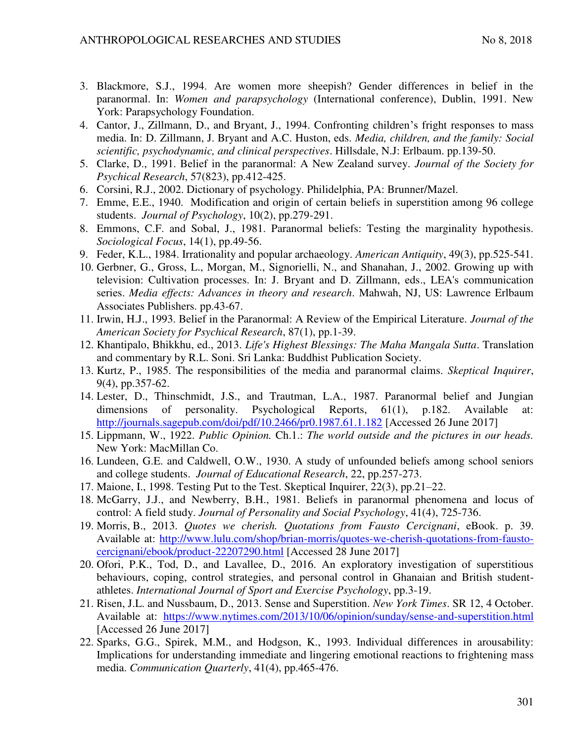3. Blackmore, S.J., 1994. Are women more sheepish? Gender differences in belief in the paranormal. In: *Women and parapsychology* (International conference), Dublin, 1991. New York: Parapsychology Foundation.
4. Cantor, J., Zillmann, D., and Bryant, J., 1994. Confronting children's fright responses to mass media. In: D. Zillmann, J. Bryant and A.C. Huston, eds. *Media, children, and the family: Social scientific, psychodynamic, and clinical perspectives*. Hillsdale, N.J: Erlbaum. pp.139-50.
5. Clarke, D., 1991. Belief in the paranormal: A New Zealand survey. *Journal of the Society for Psychical Research*, 57(823), pp.412-425.
6. Corsini, R.J., 2002. Dictionary of psychology. Philidelphia, PA: Brunner/Mazel.
7. Emme, E.E., 1940. Modification and origin of certain beliefs in superstition among 96 college students. *Journal of Psychology*, 10(2), pp.279-291.
8. Emmons, C.F. and Sobal, J., 1981. Paranormal beliefs: Testing the marginality hypothesis. *Sociological Focus*, 14(1), pp.49-56.
9. Feder, K.L., 1984. Irrationality and popular archaeology. *American Antiquity*, 49(3), pp.525-541.
10. Gerbner, G., Gross, L., Morgan, M., Signorielli, N., and Shanahan, J., 2002. Growing up with television: Cultivation processes. In: J. Bryant and D. Zillmann, eds., LEA's communication series. *Media effects: Advances in theory and research*. Mahwah, NJ, US: Lawrence Erlbaum Associates Publishers. pp.43-67.
11. Irwin, H.J., 1993. Belief in the Paranormal: A Review of the Empirical Literature. *Journal of the American Society for Psychical Research*, 87(1), pp.1-39.
12. Khantipalo, Bhikkhu, ed., 2013. *Life's Highest Blessings: The Maha Mangala Sutta*. Translation and commentary by R.L. Soni. Sri Lanka: Buddhist Publication Society.
13. Kurtz, P., 1985. The responsibilities of the media and paranormal claims. *Skeptical Inquirer*, 9(4), pp.357-62.
14. Lester, D., Thinschmidt, J.S., and Trautman, L.A., 1987. Paranormal belief and Jungian dimensions of personality. Psychological Reports, 61(1), p.182. Available at: http://journals.sagepub.com/doi/pdf/10.2466/pr0.1987.61.1.182 [Accessed 26 June 2017]
15. Lippmann, W., 1922. *Public Opinion.* Ch.1.: *The world outside and the pictures in our heads.* New York: MacMillan Co.
16. Lundeen, G.E. and Caldwell, O.W., 1930. A study of unfounded beliefs among school seniors and college students. *Journal of Educational Research*, 22, pp.257-273.
17. Maione, I., 1998. Testing Put to the Test. Skeptical Inquirer, 22(3), pp.21–22.
18. McGarry, J.J., and Newberry, B.H., 1981. Beliefs in paranormal phenomena and locus of control: A field study. *Journal of Personality and Social Psychology*, 41(4), 725-736.
19. Morris, B., 2013. *Quotes we cherish. Quotations from Fausto Cercignani*, eBook. p. 39. Available at: http://www.lulu.com/shop/brian-morris/quotes-we-cherish-quotations-from-fausto-cercignani/ebook/product-22207290.html [Accessed 28 June 2017]
20. Ofori, P.K., Tod, D., and Lavallee, D., 2016. An exploratory investigation of superstitious behaviours, coping, control strategies, and personal control in Ghanaian and British student-athletes. *International Journal of Sport and Exercise Psychology*, pp.3-19.
21. Risen, J.L. and Nussbaum, D., 2013. Sense and Superstition. *New York Times*. SR 12, 4 October. Available at: https://www.nytimes.com/2013/10/06/opinion/sunday/sense-and-superstition.html [Accessed 26 June 2017]
22. Sparks, G.G., Spirek, M.M., and Hodgson, K., 1993. Individual differences in arousability: Implications for understanding immediate and lingering emotional reactions to frightening mass media. *Communication Quarterly*, 41(4), pp.465-476.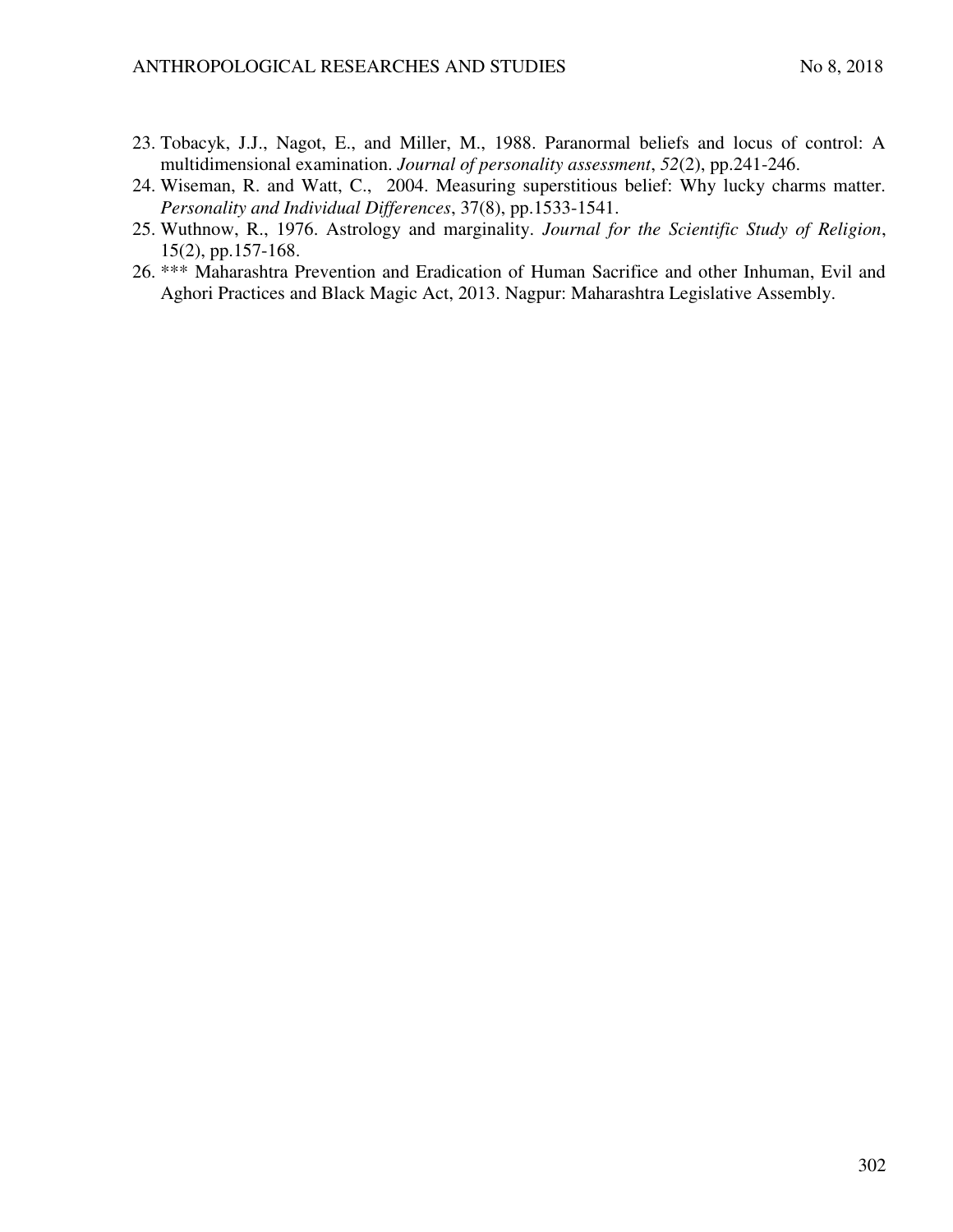23. Tobacyk, J.J., Nagot, E., and Miller, M., 1988. Paranormal beliefs and locus of control: A multidimensional examination. *Journal of personality assessment*, *52*(2), pp.241-246.
24. Wiseman, R. and Watt, C., 2004. Measuring superstitious belief: Why lucky charms matter. *Personality and Individual Differences*, 37(8), pp.1533-1541.
25. Wuthnow, R., 1976. Astrology and marginality. *Journal for the Scientific Study of Religion*, 15(2), pp.157-168.
26. *** Maharashtra Prevention and Eradication of Human Sacrifice and other Inhuman, Evil and Aghori Practices and Black Magic Act, 2013. Nagpur: Maharashtra Legislative Assembly.